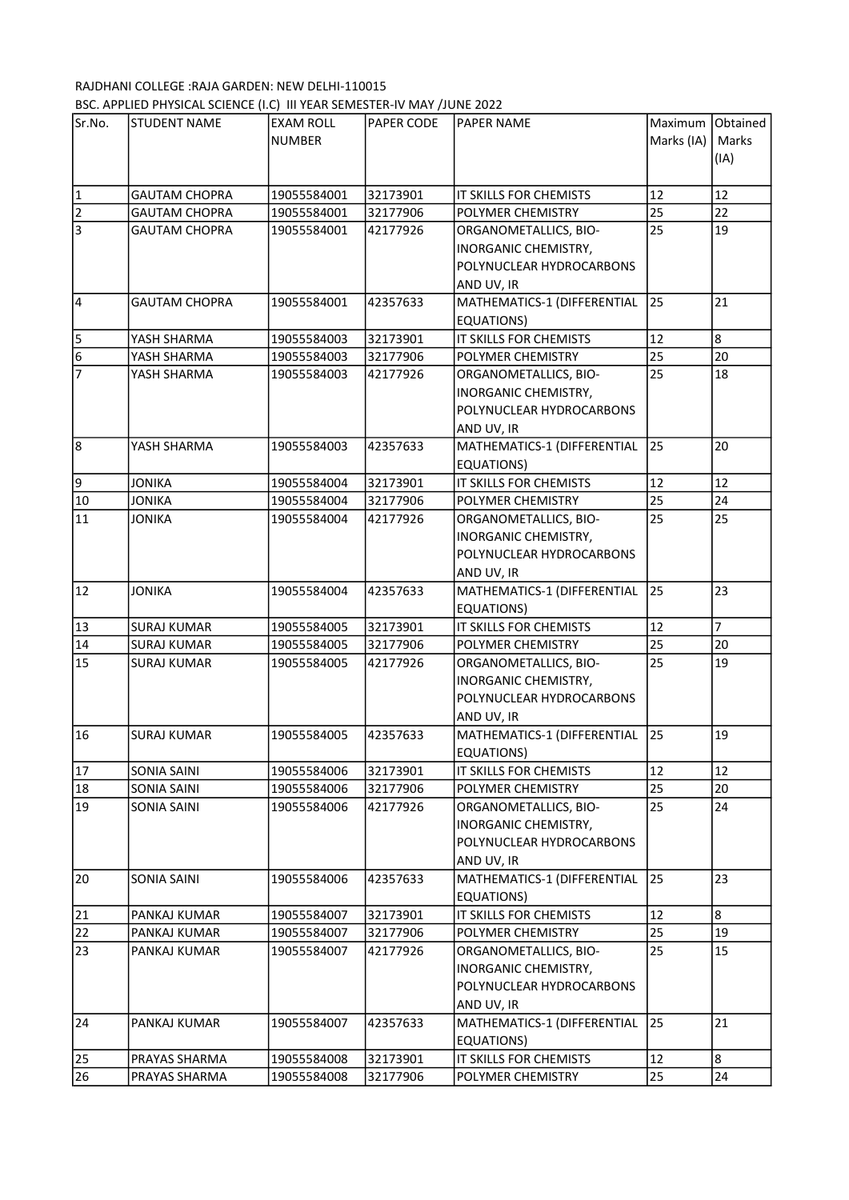RAJDHANI COLLEGE :RAJA GARDEN: NEW DELHI-110015

BSC. APPLIED PHYSICAL SCIENCE (I.C) III YEAR SEMESTER-IV MAY /JUNE 2022

| Sr.No. | STUDENT NAME | EXAM ROLL NUMBER | PAPER CODE | PAPER NAME | Maximum Marks (IA) | Obtained Marks (IA) |
|---|---|---|---|---|---|---|
| 1 | GAUTAM CHOPRA | 19055584001 | 32173901 | IT SKILLS FOR CHEMISTS | 12 | 12 |
| 2 | GAUTAM CHOPRA | 19055584001 | 32177906 | POLYMER CHEMISTRY | 25 | 22 |
| 3 | GAUTAM CHOPRA | 19055584001 | 42177926 | ORGANOMETALLICS, BIO-INORGANIC CHEMISTRY, POLYNUCLEAR HYDROCARBONS AND UV, IR | 25 | 19 |
| 4 | GAUTAM CHOPRA | 19055584001 | 42357633 | MATHEMATICS-1 (DIFFERENTIAL EQUATIONS) | 25 | 21 |
| 5 | YASH SHARMA | 19055584003 | 32173901 | IT SKILLS FOR CHEMISTS | 12 | 8 |
| 6 | YASH SHARMA | 19055584003 | 32177906 | POLYMER CHEMISTRY | 25 | 20 |
| 7 | YASH SHARMA | 19055584003 | 42177926 | ORGANOMETALLICS, BIO-INORGANIC CHEMISTRY, POLYNUCLEAR HYDROCARBONS AND UV, IR | 25 | 18 |
| 8 | YASH SHARMA | 19055584003 | 42357633 | MATHEMATICS-1 (DIFFERENTIAL EQUATIONS) | 25 | 20 |
| 9 | JONIKA | 19055584004 | 32173901 | IT SKILLS FOR CHEMISTS | 12 | 12 |
| 10 | JONIKA | 19055584004 | 32177906 | POLYMER CHEMISTRY | 25 | 24 |
| 11 | JONIKA | 19055584004 | 42177926 | ORGANOMETALLICS, BIO-INORGANIC CHEMISTRY, POLYNUCLEAR HYDROCARBONS AND UV, IR | 25 | 25 |
| 12 | JONIKA | 19055584004 | 42357633 | MATHEMATICS-1 (DIFFERENTIAL EQUATIONS) | 25 | 23 |
| 13 | SURAJ KUMAR | 19055584005 | 32173901 | IT SKILLS FOR CHEMISTS | 12 | 7 |
| 14 | SURAJ KUMAR | 19055584005 | 32177906 | POLYMER CHEMISTRY | 25 | 20 |
| 15 | SURAJ KUMAR | 19055584005 | 42177926 | ORGANOMETALLICS, BIO-INORGANIC CHEMISTRY, POLYNUCLEAR HYDROCARBONS AND UV, IR | 25 | 19 |
| 16 | SURAJ KUMAR | 19055584005 | 42357633 | MATHEMATICS-1 (DIFFERENTIAL EQUATIONS) | 25 | 19 |
| 17 | SONIA SAINI | 19055584006 | 32173901 | IT SKILLS FOR CHEMISTS | 12 | 12 |
| 18 | SONIA SAINI | 19055584006 | 32177906 | POLYMER CHEMISTRY | 25 | 20 |
| 19 | SONIA SAINI | 19055584006 | 42177926 | ORGANOMETALLICS, BIO-INORGANIC CHEMISTRY, POLYNUCLEAR HYDROCARBONS AND UV, IR | 25 | 24 |
| 20 | SONIA SAINI | 19055584006 | 42357633 | MATHEMATICS-1 (DIFFERENTIAL EQUATIONS) | 25 | 23 |
| 21 | PANKAJ KUMAR | 19055584007 | 32173901 | IT SKILLS FOR CHEMISTS | 12 | 8 |
| 22 | PANKAJ KUMAR | 19055584007 | 32177906 | POLYMER CHEMISTRY | 25 | 19 |
| 23 | PANKAJ KUMAR | 19055584007 | 42177926 | ORGANOMETALLICS, BIO-INORGANIC CHEMISTRY, POLYNUCLEAR HYDROCARBONS AND UV, IR | 25 | 15 |
| 24 | PANKAJ KUMAR | 19055584007 | 42357633 | MATHEMATICS-1 (DIFFERENTIAL EQUATIONS) | 25 | 21 |
| 25 | PRAYAS SHARMA | 19055584008 | 32173901 | IT SKILLS FOR CHEMISTS | 12 | 8 |
| 26 | PRAYAS SHARMA | 19055584008 | 32177906 | POLYMER CHEMISTRY | 25 | 24 |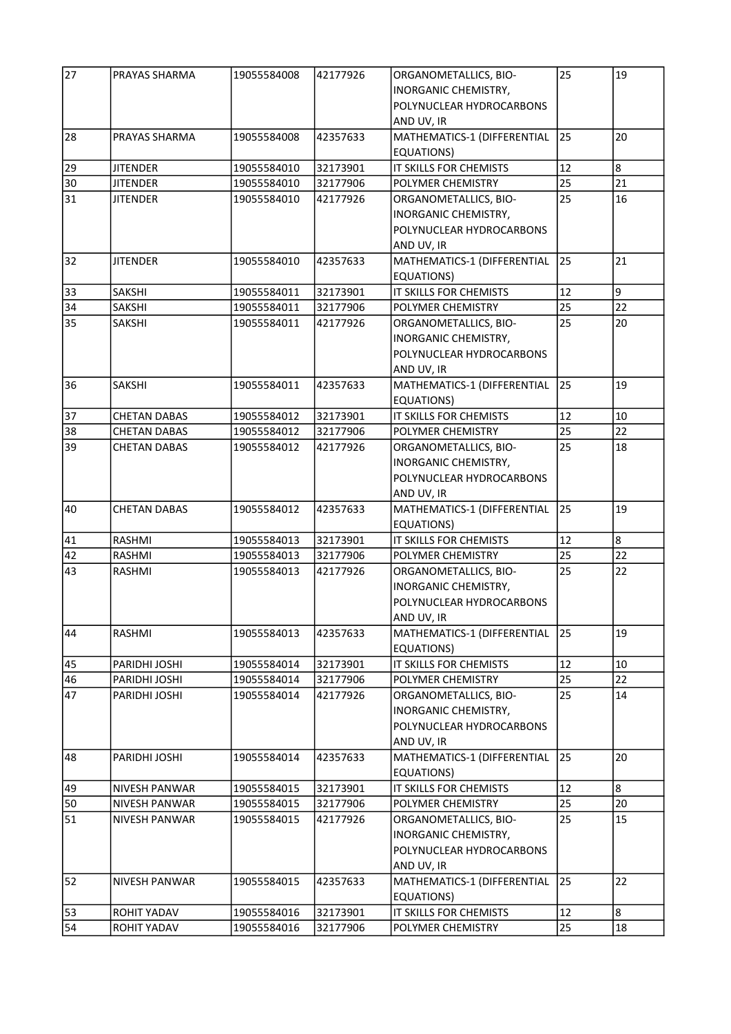| 27 | PRAYAS SHARMA | 19055584008 | 42177926 | ORGANOMETALLICS, BIO-INORGANIC CHEMISTRY, POLYNUCLEAR HYDROCARBONS AND UV, IR | 25 | 19 |
|---|---|---|---|---|---|---|
| 28 | PRAYAS SHARMA | 19055584008 | 42357633 | MATHEMATICS-1 (DIFFERENTIAL EQUATIONS) | 25 | 20 |
| 29 | JITENDER | 19055584010 | 32173901 | IT SKILLS FOR CHEMISTS | 12 | 8 |
| 30 | JITENDER | 19055584010 | 32177906 | POLYMER CHEMISTRY | 25 | 21 |
| 31 | JITENDER | 19055584010 | 42177926 | ORGANOMETALLICS, BIO-INORGANIC CHEMISTRY, POLYNUCLEAR HYDROCARBONS AND UV, IR | 25 | 16 |
| 32 | JITENDER | 19055584010 | 42357633 | MATHEMATICS-1 (DIFFERENTIAL EQUATIONS) | 25 | 21 |
| 33 | SAKSHI | 19055584011 | 32173901 | IT SKILLS FOR CHEMISTS | 12 | 9 |
| 34 | SAKSHI | 19055584011 | 32177906 | POLYMER CHEMISTRY | 25 | 22 |
| 35 | SAKSHI | 19055584011 | 42177926 | ORGANOMETALLICS, BIO-INORGANIC CHEMISTRY, POLYNUCLEAR HYDROCARBONS AND UV, IR | 25 | 20 |
| 36 | SAKSHI | 19055584011 | 42357633 | MATHEMATICS-1 (DIFFERENTIAL EQUATIONS) | 25 | 19 |
| 37 | CHETAN DABAS | 19055584012 | 32173901 | IT SKILLS FOR CHEMISTS | 12 | 10 |
| 38 | CHETAN DABAS | 19055584012 | 32177906 | POLYMER CHEMISTRY | 25 | 22 |
| 39 | CHETAN DABAS | 19055584012 | 42177926 | ORGANOMETALLICS, BIO-INORGANIC CHEMISTRY, POLYNUCLEAR HYDROCARBONS AND UV, IR | 25 | 18 |
| 40 | CHETAN DABAS | 19055584012 | 42357633 | MATHEMATICS-1 (DIFFERENTIAL EQUATIONS) | 25 | 19 |
| 41 | RASHMI | 19055584013 | 32173901 | IT SKILLS FOR CHEMISTS | 12 | 8 |
| 42 | RASHMI | 19055584013 | 32177906 | POLYMER CHEMISTRY | 25 | 22 |
| 43 | RASHMI | 19055584013 | 42177926 | ORGANOMETALLICS, BIO-INORGANIC CHEMISTRY, POLYNUCLEAR HYDROCARBONS AND UV, IR | 25 | 22 |
| 44 | RASHMI | 19055584013 | 42357633 | MATHEMATICS-1 (DIFFERENTIAL EQUATIONS) | 25 | 19 |
| 45 | PARIDHI JOSHI | 19055584014 | 32173901 | IT SKILLS FOR CHEMISTS | 12 | 10 |
| 46 | PARIDHI JOSHI | 19055584014 | 32177906 | POLYMER CHEMISTRY | 25 | 22 |
| 47 | PARIDHI JOSHI | 19055584014 | 42177926 | ORGANOMETALLICS, BIO-INORGANIC CHEMISTRY, POLYNUCLEAR HYDROCARBONS AND UV, IR | 25 | 14 |
| 48 | PARIDHI JOSHI | 19055584014 | 42357633 | MATHEMATICS-1 (DIFFERENTIAL EQUATIONS) | 25 | 20 |
| 49 | NIVESH PANWAR | 19055584015 | 32173901 | IT SKILLS FOR CHEMISTS | 12 | 8 |
| 50 | NIVESH PANWAR | 19055584015 | 32177906 | POLYMER CHEMISTRY | 25 | 20 |
| 51 | NIVESH PANWAR | 19055584015 | 42177926 | ORGANOMETALLICS, BIO-INORGANIC CHEMISTRY, POLYNUCLEAR HYDROCARBONS AND UV, IR | 25 | 15 |
| 52 | NIVESH PANWAR | 19055584015 | 42357633 | MATHEMATICS-1 (DIFFERENTIAL EQUATIONS) | 25 | 22 |
| 53 | ROHIT YADAV | 19055584016 | 32173901 | IT SKILLS FOR CHEMISTS | 12 | 8 |
| 54 | ROHIT YADAV | 19055584016 | 32177906 | POLYMER CHEMISTRY | 25 | 18 |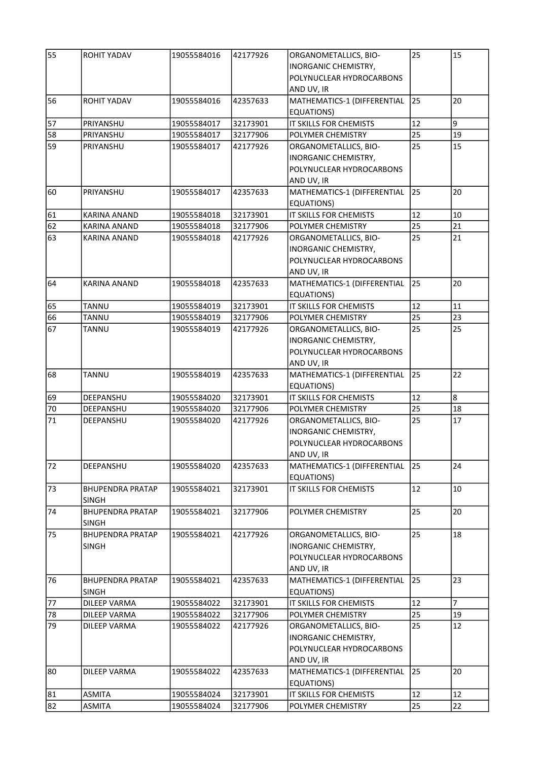| 55 | ROHIT YADAV | 19055584016 | 42177926 | ORGANOMETALLICS, BIO-INORGANIC CHEMISTRY, POLYNUCLEAR HYDROCARBONS AND UV, IR | 25 | 15 |
|---|---|---|---|---|---|---|
| 56 | ROHIT YADAV | 19055584016 | 42357633 | MATHEMATICS-1 (DIFFERENTIAL EQUATIONS) | 25 | 20 |
| 57 | PRIYANSHU | 19055584017 | 32173901 | IT SKILLS FOR CHEMISTS | 12 | 9 |
| 58 | PRIYANSHU | 19055584017 | 32177906 | POLYMER CHEMISTRY | 25 | 19 |
| 59 | PRIYANSHU | 19055584017 | 42177926 | ORGANOMETALLICS, BIO-INORGANIC CHEMISTRY, POLYNUCLEAR HYDROCARBONS AND UV, IR | 25 | 15 |
| 60 | PRIYANSHU | 19055584017 | 42357633 | MATHEMATICS-1 (DIFFERENTIAL EQUATIONS) | 25 | 20 |
| 61 | KARINA ANAND | 19055584018 | 32173901 | IT SKILLS FOR CHEMISTS | 12 | 10 |
| 62 | KARINA ANAND | 19055584018 | 32177906 | POLYMER CHEMISTRY | 25 | 21 |
| 63 | KARINA ANAND | 19055584018 | 42177926 | ORGANOMETALLICS, BIO-INORGANIC CHEMISTRY, POLYNUCLEAR HYDROCARBONS AND UV, IR | 25 | 21 |
| 64 | KARINA ANAND | 19055584018 | 42357633 | MATHEMATICS-1 (DIFFERENTIAL EQUATIONS) | 25 | 20 |
| 65 | TANNU | 19055584019 | 32173901 | IT SKILLS FOR CHEMISTS | 12 | 11 |
| 66 | TANNU | 19055584019 | 32177906 | POLYMER CHEMISTRY | 25 | 23 |
| 67 | TANNU | 19055584019 | 42177926 | ORGANOMETALLICS, BIO-INORGANIC CHEMISTRY, POLYNUCLEAR HYDROCARBONS AND UV, IR | 25 | 25 |
| 68 | TANNU | 19055584019 | 42357633 | MATHEMATICS-1 (DIFFERENTIAL EQUATIONS) | 25 | 22 |
| 69 | DEEPANSHU | 19055584020 | 32173901 | IT SKILLS FOR CHEMISTS | 12 | 8 |
| 70 | DEEPANSHU | 19055584020 | 32177906 | POLYMER CHEMISTRY | 25 | 18 |
| 71 | DEEPANSHU | 19055584020 | 42177926 | ORGANOMETALLICS, BIO-INORGANIC CHEMISTRY, POLYNUCLEAR HYDROCARBONS AND UV, IR | 25 | 17 |
| 72 | DEEPANSHU | 19055584020 | 42357633 | MATHEMATICS-1 (DIFFERENTIAL EQUATIONS) | 25 | 24 |
| 73 | BHUPENDRA PRATAP SINGH | 19055584021 | 32173901 | IT SKILLS FOR CHEMISTS | 12 | 10 |
| 74 | BHUPENDRA PRATAP SINGH | 19055584021 | 32177906 | POLYMER CHEMISTRY | 25 | 20 |
| 75 | BHUPENDRA PRATAP SINGH | 19055584021 | 42177926 | ORGANOMETALLICS, BIO-INORGANIC CHEMISTRY, POLYNUCLEAR HYDROCARBONS AND UV, IR | 25 | 18 |
| 76 | BHUPENDRA PRATAP SINGH | 19055584021 | 42357633 | MATHEMATICS-1 (DIFFERENTIAL EQUATIONS) | 25 | 23 |
| 77 | DILEEP VARMA | 19055584022 | 32173901 | IT SKILLS FOR CHEMISTS | 12 | 7 |
| 78 | DILEEP VARMA | 19055584022 | 32177906 | POLYMER CHEMISTRY | 25 | 19 |
| 79 | DILEEP VARMA | 19055584022 | 42177926 | ORGANOMETALLICS, BIO-INORGANIC CHEMISTRY, POLYNUCLEAR HYDROCARBONS AND UV, IR | 25 | 12 |
| 80 | DILEEP VARMA | 19055584022 | 42357633 | MATHEMATICS-1 (DIFFERENTIAL EQUATIONS) | 25 | 20 |
| 81 | ASMITA | 19055584024 | 32173901 | IT SKILLS FOR CHEMISTS | 12 | 12 |
| 82 | ASMITA | 19055584024 | 32177906 | POLYMER CHEMISTRY | 25 | 22 |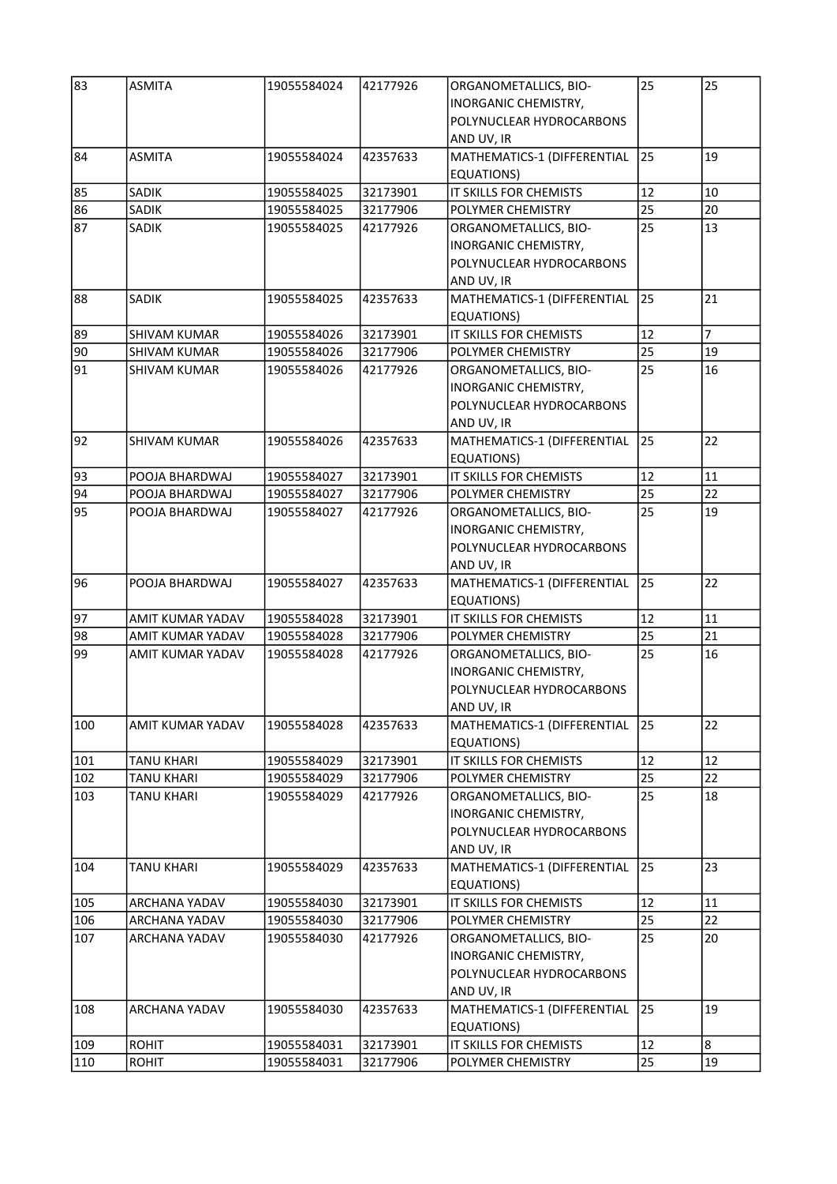| 83 | ASMITA | 19055584024 | 42177926 | ORGANOMETALLICS, BIO-INORGANIC CHEMISTRY, POLYNUCLEAR HYDROCARBONS AND UV, IR | 25 | 25 |
|---|---|---|---|---|---|---|
| 84 | ASMITA | 19055584024 | 42357633 | MATHEMATICS-1 (DIFFERENTIAL EQUATIONS) | 25 | 19 |
| 85 | SADIK | 19055584025 | 32173901 | IT SKILLS FOR CHEMISTS | 12 | 10 |
| 86 | SADIK | 19055584025 | 32177906 | POLYMER CHEMISTRY | 25 | 20 |
| 87 | SADIK | 19055584025 | 42177926 | ORGANOMETALLICS, BIO-INORGANIC CHEMISTRY, POLYNUCLEAR HYDROCARBONS AND UV, IR | 25 | 13 |
| 88 | SADIK | 19055584025 | 42357633 | MATHEMATICS-1 (DIFFERENTIAL EQUATIONS) | 25 | 21 |
| 89 | SHIVAM KUMAR | 19055584026 | 32173901 | IT SKILLS FOR CHEMISTS | 12 | 7 |
| 90 | SHIVAM KUMAR | 19055584026 | 32177906 | POLYMER CHEMISTRY | 25 | 19 |
| 91 | SHIVAM KUMAR | 19055584026 | 42177926 | ORGANOMETALLICS, BIO-INORGANIC CHEMISTRY, POLYNUCLEAR HYDROCARBONS AND UV, IR | 25 | 16 |
| 92 | SHIVAM KUMAR | 19055584026 | 42357633 | MATHEMATICS-1 (DIFFERENTIAL EQUATIONS) | 25 | 22 |
| 93 | POOJA BHARDWAJ | 19055584027 | 32173901 | IT SKILLS FOR CHEMISTS | 12 | 11 |
| 94 | POOJA BHARDWAJ | 19055584027 | 32177906 | POLYMER CHEMISTRY | 25 | 22 |
| 95 | POOJA BHARDWAJ | 19055584027 | 42177926 | ORGANOMETALLICS, BIO-INORGANIC CHEMISTRY, POLYNUCLEAR HYDROCARBONS AND UV, IR | 25 | 19 |
| 96 | POOJA BHARDWAJ | 19055584027 | 42357633 | MATHEMATICS-1 (DIFFERENTIAL EQUATIONS) | 25 | 22 |
| 97 | AMIT KUMAR YADAV | 19055584028 | 32173901 | IT SKILLS FOR CHEMISTS | 12 | 11 |
| 98 | AMIT KUMAR YADAV | 19055584028 | 32177906 | POLYMER CHEMISTRY | 25 | 21 |
| 99 | AMIT KUMAR YADAV | 19055584028 | 42177926 | ORGANOMETALLICS, BIO-INORGANIC CHEMISTRY, POLYNUCLEAR HYDROCARBONS AND UV, IR | 25 | 16 |
| 100 | AMIT KUMAR YADAV | 19055584028 | 42357633 | MATHEMATICS-1 (DIFFERENTIAL EQUATIONS) | 25 | 22 |
| 101 | TANU KHARI | 19055584029 | 32173901 | IT SKILLS FOR CHEMISTS | 12 | 12 |
| 102 | TANU KHARI | 19055584029 | 32177906 | POLYMER CHEMISTRY | 25 | 22 |
| 103 | TANU KHARI | 19055584029 | 42177926 | ORGANOMETALLICS, BIO-INORGANIC CHEMISTRY, POLYNUCLEAR HYDROCARBONS AND UV, IR | 25 | 18 |
| 104 | TANU KHARI | 19055584029 | 42357633 | MATHEMATICS-1 (DIFFERENTIAL EQUATIONS) | 25 | 23 |
| 105 | ARCHANA YADAV | 19055584030 | 32173901 | IT SKILLS FOR CHEMISTS | 12 | 11 |
| 106 | ARCHANA YADAV | 19055584030 | 32177906 | POLYMER CHEMISTRY | 25 | 22 |
| 107 | ARCHANA YADAV | 19055584030 | 42177926 | ORGANOMETALLICS, BIO-INORGANIC CHEMISTRY, POLYNUCLEAR HYDROCARBONS AND UV, IR | 25 | 20 |
| 108 | ARCHANA YADAV | 19055584030 | 42357633 | MATHEMATICS-1 (DIFFERENTIAL EQUATIONS) | 25 | 19 |
| 109 | ROHIT | 19055584031 | 32173901 | IT SKILLS FOR CHEMISTS | 12 | 8 |
| 110 | ROHIT | 19055584031 | 32177906 | POLYMER CHEMISTRY | 25 | 19 |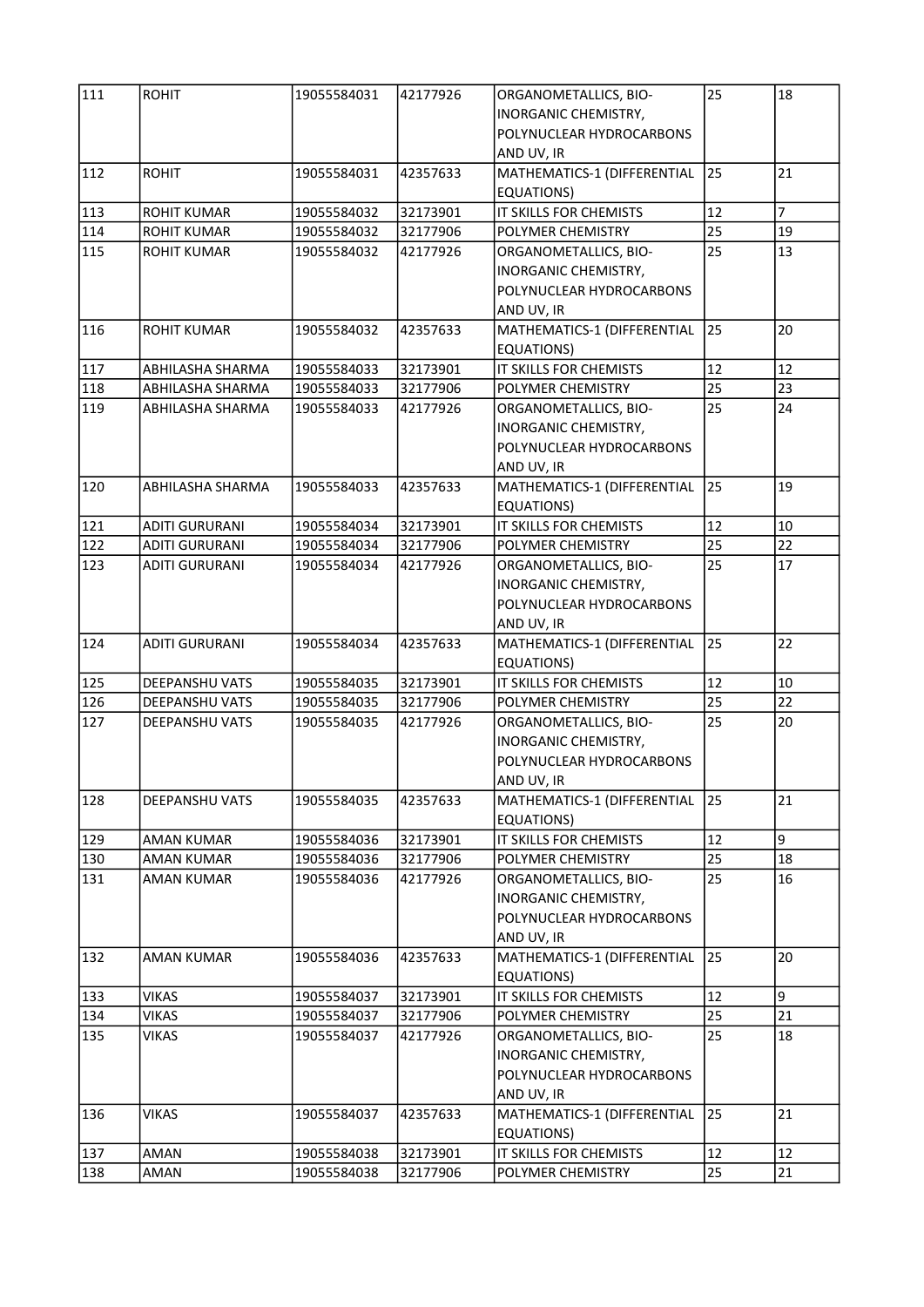| 111 | ROHIT | 19055584031 | 42177926 | ORGANOMETALLICS, BIO-INORGANIC CHEMISTRY, POLYNUCLEAR HYDROCARBONS AND UV, IR | 25 | 18 |
|---|---|---|---|---|---|---|
| 112 | ROHIT | 19055584031 | 42357633 | MATHEMATICS-1 (DIFFERENTIAL EQUATIONS) | 25 | 21 |
| 113 | ROHIT KUMAR | 19055584032 | 32173901 | IT SKILLS FOR CHEMISTS | 12 | 7 |
| 114 | ROHIT KUMAR | 19055584032 | 32177906 | POLYMER CHEMISTRY | 25 | 19 |
| 115 | ROHIT KUMAR | 19055584032 | 42177926 | ORGANOMETALLICS, BIO-INORGANIC CHEMISTRY, POLYNUCLEAR HYDROCARBONS AND UV, IR | 25 | 13 |
| 116 | ROHIT KUMAR | 19055584032 | 42357633 | MATHEMATICS-1 (DIFFERENTIAL EQUATIONS) | 25 | 20 |
| 117 | ABHILASHA SHARMA | 19055584033 | 32173901 | IT SKILLS FOR CHEMISTS | 12 | 12 |
| 118 | ABHILASHA SHARMA | 19055584033 | 32177906 | POLYMER CHEMISTRY | 25 | 23 |
| 119 | ABHILASHA SHARMA | 19055584033 | 42177926 | ORGANOMETALLICS, BIO-INORGANIC CHEMISTRY, POLYNUCLEAR HYDROCARBONS AND UV, IR | 25 | 24 |
| 120 | ABHILASHA SHARMA | 19055584033 | 42357633 | MATHEMATICS-1 (DIFFERENTIAL EQUATIONS) | 25 | 19 |
| 121 | ADITI GURURANI | 19055584034 | 32173901 | IT SKILLS FOR CHEMISTS | 12 | 10 |
| 122 | ADITI GURURANI | 19055584034 | 32177906 | POLYMER CHEMISTRY | 25 | 22 |
| 123 | ADITI GURURANI | 19055584034 | 42177926 | ORGANOMETALLICS, BIO-INORGANIC CHEMISTRY, POLYNUCLEAR HYDROCARBONS AND UV, IR | 25 | 17 |
| 124 | ADITI GURURANI | 19055584034 | 42357633 | MATHEMATICS-1 (DIFFERENTIAL EQUATIONS) | 25 | 22 |
| 125 | DEEPANSHU VATS | 19055584035 | 32173901 | IT SKILLS FOR CHEMISTS | 12 | 10 |
| 126 | DEEPANSHU VATS | 19055584035 | 32177906 | POLYMER CHEMISTRY | 25 | 22 |
| 127 | DEEPANSHU VATS | 19055584035 | 42177926 | ORGANOMETALLICS, BIO-INORGANIC CHEMISTRY, POLYNUCLEAR HYDROCARBONS AND UV, IR | 25 | 20 |
| 128 | DEEPANSHU VATS | 19055584035 | 42357633 | MATHEMATICS-1 (DIFFERENTIAL EQUATIONS) | 25 | 21 |
| 129 | AMAN KUMAR | 19055584036 | 32173901 | IT SKILLS FOR CHEMISTS | 12 | 9 |
| 130 | AMAN KUMAR | 19055584036 | 32177906 | POLYMER CHEMISTRY | 25 | 18 |
| 131 | AMAN KUMAR | 19055584036 | 42177926 | ORGANOMETALLICS, BIO-INORGANIC CHEMISTRY, POLYNUCLEAR HYDROCARBONS AND UV, IR | 25 | 16 |
| 132 | AMAN KUMAR | 19055584036 | 42357633 | MATHEMATICS-1 (DIFFERENTIAL EQUATIONS) | 25 | 20 |
| 133 | VIKAS | 19055584037 | 32173901 | IT SKILLS FOR CHEMISTS | 12 | 9 |
| 134 | VIKAS | 19055584037 | 32177906 | POLYMER CHEMISTRY | 25 | 21 |
| 135 | VIKAS | 19055584037 | 42177926 | ORGANOMETALLICS, BIO-INORGANIC CHEMISTRY, POLYNUCLEAR HYDROCARBONS AND UV, IR | 25 | 18 |
| 136 | VIKAS | 19055584037 | 42357633 | MATHEMATICS-1 (DIFFERENTIAL EQUATIONS) | 25 | 21 |
| 137 | AMAN | 19055584038 | 32173901 | IT SKILLS FOR CHEMISTS | 12 | 12 |
| 138 | AMAN | 19055584038 | 32177906 | POLYMER CHEMISTRY | 25 | 21 |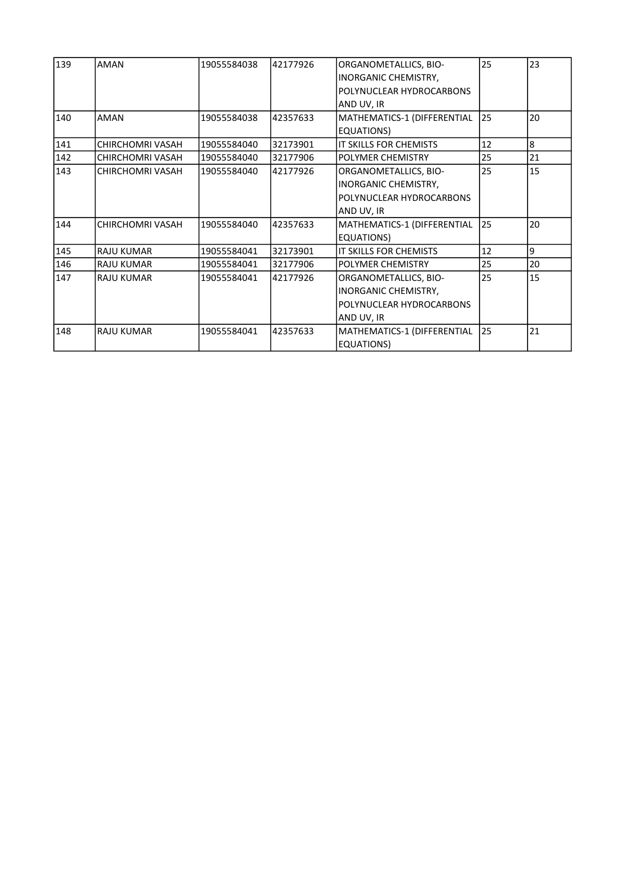| | | | | | | |
|---|---|---|---|---|---|---|
| 139 | AMAN | 19055584038 | 42177926 | ORGANOMETALLICS, BIO-INORGANIC CHEMISTRY, POLYNUCLEAR HYDROCARBONS AND UV, IR | 25 | 23 |
| 140 | AMAN | 19055584038 | 42357633 | MATHEMATICS-1 (DIFFERENTIAL EQUATIONS) | 25 | 20 |
| 141 | CHIRCHOMRI VASAH | 19055584040 | 32173901 | IT SKILLS FOR CHEMISTS | 12 | 8 |
| 142 | CHIRCHOMRI VASAH | 19055584040 | 32177906 | POLYMER CHEMISTRY | 25 | 21 |
| 143 | CHIRCHOMRI VASAH | 19055584040 | 42177926 | ORGANOMETALLICS, BIO-INORGANIC CHEMISTRY, POLYNUCLEAR HYDROCARBONS AND UV, IR | 25 | 15 |
| 144 | CHIRCHOMRI VASAH | 19055584040 | 42357633 | MATHEMATICS-1 (DIFFERENTIAL EQUATIONS) | 25 | 20 |
| 145 | RAJU KUMAR | 19055584041 | 32173901 | IT SKILLS FOR CHEMISTS | 12 | 9 |
| 146 | RAJU KUMAR | 19055584041 | 32177906 | POLYMER CHEMISTRY | 25 | 20 |
| 147 | RAJU KUMAR | 19055584041 | 42177926 | ORGANOMETALLICS, BIO-INORGANIC CHEMISTRY, POLYNUCLEAR HYDROCARBONS AND UV, IR | 25 | 15 |
| 148 | RAJU KUMAR | 19055584041 | 42357633 | MATHEMATICS-1 (DIFFERENTIAL EQUATIONS) | 25 | 21 |